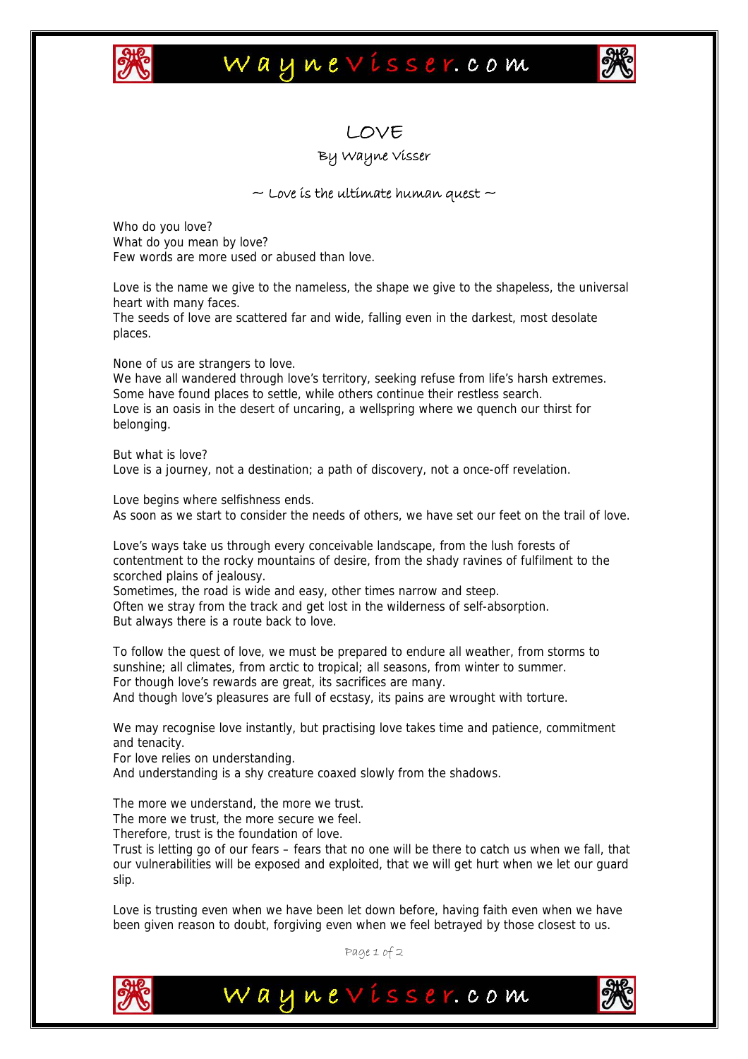# LOVE

By Wayne Visser

~ Love is the ultimate human quest ~

Who do you love?
What do you mean by love?
Few words are more used or abused than love.

Love is the name we give to the nameless, the shape we give to the shapeless, the universal heart with many faces.
The seeds of love are scattered far and wide, falling even in the darkest, most desolate places.

None of us are strangers to love.
We have all wandered through love's territory, seeking refuse from life's harsh extremes.
Some have found places to settle, while others continue their restless search.
Love is an oasis in the desert of uncaring, a wellspring where we quench our thirst for belonging.

But what is love?
Love is a journey, not a destination; a path of discovery, not a once-off revelation.

Love begins where selfishness ends.
As soon as we start to consider the needs of others, we have set our feet on the trail of love.

Love's ways take us through every conceivable landscape, from the lush forests of contentment to the rocky mountains of desire, from the shady ravines of fulfilment to the scorched plains of jealousy.
Sometimes, the road is wide and easy, other times narrow and steep.
Often we stray from the track and get lost in the wilderness of self-absorption.
But always there is a route back to love.

To follow the quest of love, we must be prepared to endure all weather, from storms to sunshine; all climates, from arctic to tropical; all seasons, from winter to summer.
For though love's rewards are great, its sacrifices are many.
And though love's pleasures are full of ecstasy, its pains are wrought with torture.

We may recognise love instantly, but practising love takes time and patience, commitment and tenacity.
For love relies on understanding.
And understanding is a shy creature coaxed slowly from the shadows.

The more we understand, the more we trust.
The more we trust, the more secure we feel.
Therefore, trust is the foundation of love.
Trust is letting go of our fears – fears that no one will be there to catch us when we fall, that our vulnerabilities will be exposed and exploited, that we will get hurt when we let our guard slip.

Love is trusting even when we have been let down before, having faith even when we have been given reason to doubt, forgiving even when we feel betrayed by those closest to us.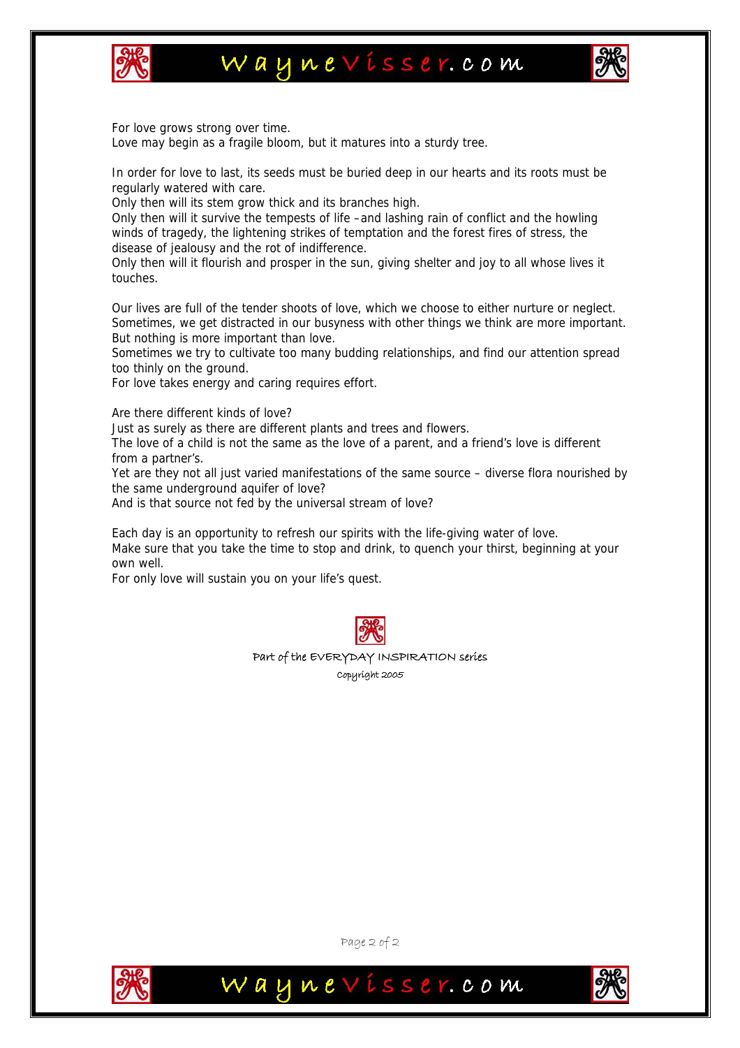For love grows strong over time.
Love may begin as a fragile bloom, but it matures into a sturdy tree.

In order for love to last, its seeds must be buried deep in our hearts and its roots must be regularly watered with care.
Only then will its stem grow thick and its branches high.
Only then will it survive the tempests of life –and lashing rain of conflict and the howling winds of tragedy, the lightening strikes of temptation and the forest fires of stress, the disease of jealousy and the rot of indifference.
Only then will it flourish and prosper in the sun, giving shelter and joy to all whose lives it touches.

Our lives are full of the tender shoots of love, which we choose to either nurture or neglect.
Sometimes, we get distracted in our busyness with other things we think are more important.
But nothing is more important than love.
Sometimes we try to cultivate too many budding relationships, and find our attention spread too thinly on the ground.
For love takes energy and caring requires effort.

Are there different kinds of love?
Just as surely as there are different plants and trees and flowers.
The love of a child is not the same as the love of a parent, and a friend's love is different from a partner's.
Yet are they not all just varied manifestations of the same source – diverse flora nourished by the same underground aquifer of love?
And is that source not fed by the universal stream of love?

Each day is an opportunity to refresh our spirits with the life-giving water of love.
Make sure that you take the time to stop and drink, to quench your thirst, beginning at your own well.
For only love will sustain you on your life's quest.

Part of the EVERYDAY INSPIRATION series
Copyright 2005